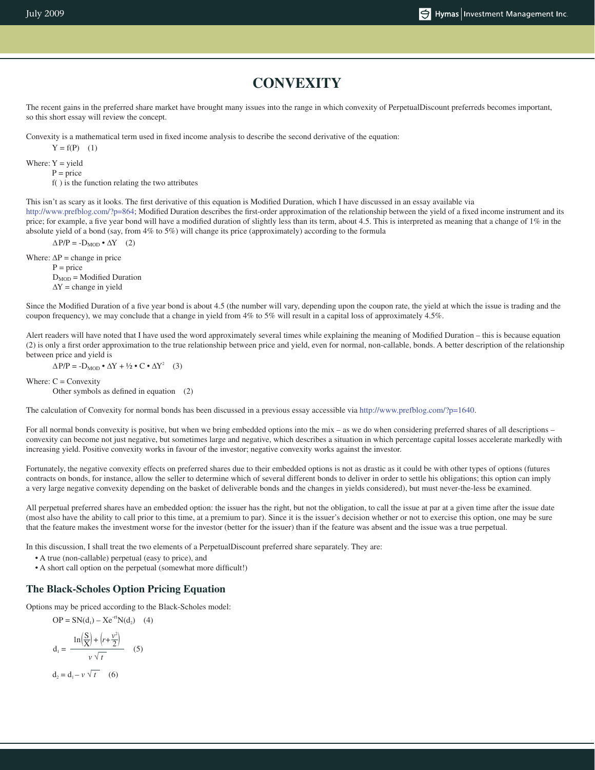# CONVEXITY

The recent gains in the preferred share market have brought many issues into the range in which convexity of PerpetualDiscount preferreds becomes important, so this short essay will review the concept.

Convexity is a mathematical term used in fixed income analysis to describe the second derivative of the equation:

$$Y = f(P) \quad (1)$$

Where: $Y$ = yield
$P$ = price
f( ) is the function relating the two attributes

This isn't as scary as it looks. The first derivative of this equation is Modified Duration, which I have discussed in an essay available via http://www.prefblog.com/?p=864; Modified Duration describes the first-order approximation of the relationship between the yield of a fixed income instrument and its price; for example, a five year bond will have a modified duration of slightly less than its term, about 4.5. This is interpreted as meaning that a change of 1% in the absolute yield of a bond (say, from 4% to 5%) will change its price (approximately) according to the formula

$$\Delta P/P = -D_{MOD} \bullet \Delta Y \quad (2)$$

Where: $\Delta P$ = change in price
$P$ = price
$D_{MOD}$ = Modified Duration
$\Delta Y$ = change in yield

Since the Modified Duration of a five year bond is about 4.5 (the number will vary, depending upon the coupon rate, the yield at which the issue is trading and the coupon frequency), we may conclude that a change in yield from 4% to 5% will result in a capital loss of approximately 4.5%.

Alert readers will have noted that I have used the word approximately several times while explaining the meaning of Modified Duration – this is because equation (2) is only a first order approximation to the true relationship between price and yield, even for normal, non-callable, bonds. A better description of the relationship between price and yield is

$$\Delta P/P = -D_{MOD} \bullet \Delta Y + ½ \bullet C \bullet \Delta Y^2 \quad (3)$$

Where: $C$ = Convexity
Other symbols as defined in equation (2)

The calculation of Convexity for normal bonds has been discussed in a previous essay accessible via http://www.prefblog.com/?p=1640.

For all normal bonds convexity is positive, but when we bring embedded options into the mix – as we do when considering preferred shares of all descriptions – convexity can become not just negative, but sometimes large and negative, which describes a situation in which percentage capital losses accelerate markedly with increasing yield. Positive convexity works in favour of the investor; negative convexity works against the investor.

Fortunately, the negative convexity effects on preferred shares due to their embedded options is not as drastic as it could be with other types of options (futures contracts on bonds, for instance, allow the seller to determine which of several different bonds to deliver in order to settle his obligations; this option can imply a very large negative convexity depending on the basket of deliverable bonds and the changes in yields considered), but must never-the-less be examined.

All perpetual preferred shares have an embedded option: the issuer has the right, but not the obligation, to call the issue at par at a given time after the issue date (most also have the ability to call prior to this time, at a premium to par). Since it is the issuer's decision whether or not to exercise this option, one may be sure that the feature makes the investment worse for the investor (better for the issuer) than if the feature was absent and the issue was a true perpetual.

In this discussion, I shall treat the two elements of a PerpetualDiscount preferred share separately. They are:

- A true (non-callable) perpetual (easy to price), and
- A short call option on the perpetual (somewhat more difficult!)

## The Black-Scholes Option Pricing Equation

Options may be priced according to the Black-Scholes model:

$$OP = SN(d_1) - Xe^{-rt}N(d_2) \quad (4)$$

$$d_1 = \frac{\ln\left(\frac{S}{X}\right) + \left(r + \frac{v^2}{2}\right)}{v\sqrt{t}} \quad (5)$$

$$d_2 = d_1 - v\sqrt{t} \quad (6)$$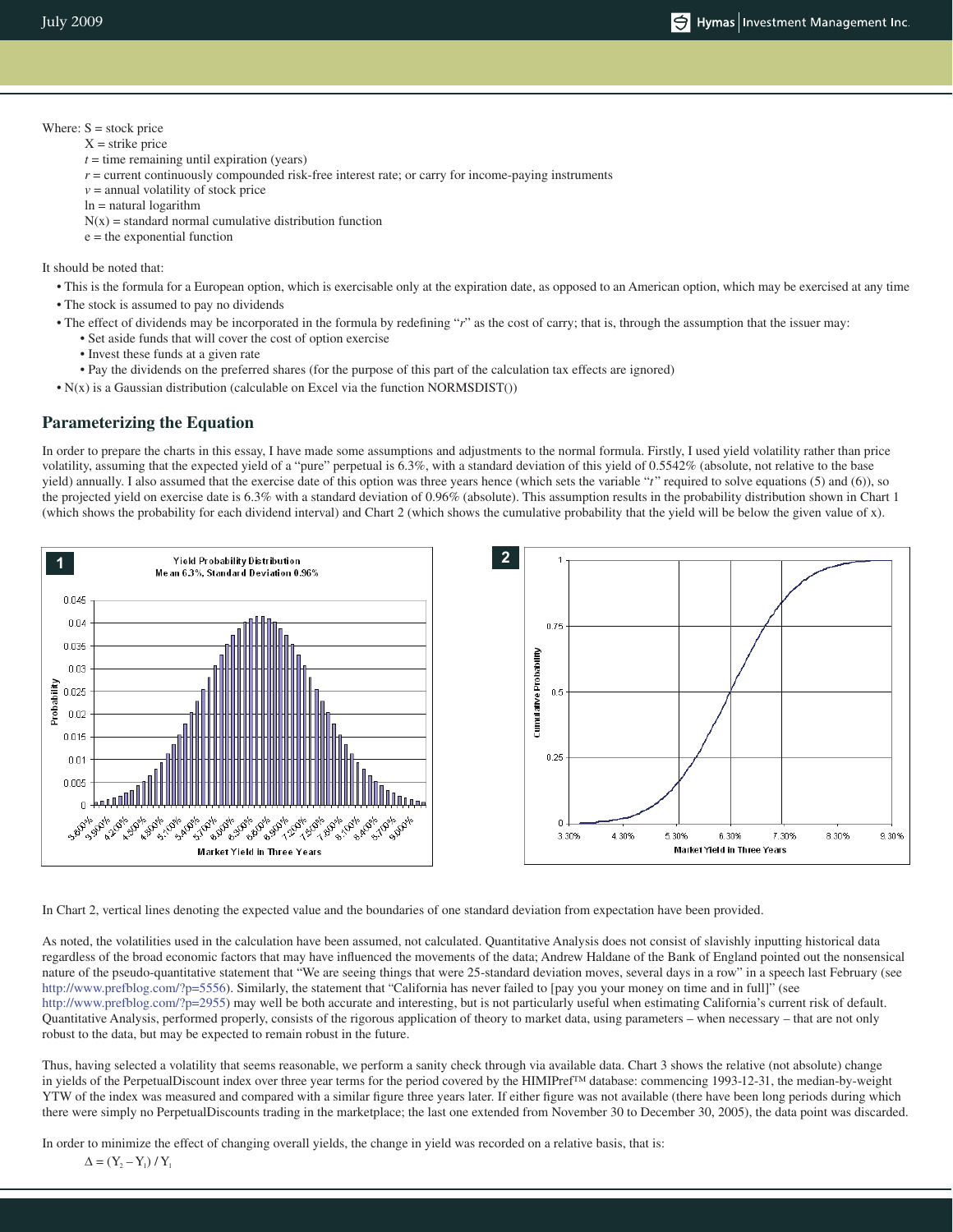Where: S = stock price

X = strike price

$t$ = time remaining until expiration (years)

$r$ = current continuously compounded risk-free interest rate; or carry for income-paying instruments

$v$ = annual volatility of stock price

ln = natural logarithm

N(x) = standard normal cumulative distribution function

e = the exponential function

It should be noted that:

- This is the formula for a European option, which is exercisable only at the expiration date, as opposed to an American option, which may be exercised at any time
- The stock is assumed to pay no dividends
- The effect of dividends may be incorporated in the formula by redefining "$r$" as the cost of carry; that is, through the assumption that the issuer may:
  - Set aside funds that will cover the cost of option exercise
  - Invest these funds at a given rate
  - Pay the dividends on the preferred shares (for the purpose of this part of the calculation tax effects are ignored)
- N(x) is a Gaussian distribution (calculable on Excel via the function NORMSDIST())

## Parameterizing the Equation

In order to prepare the charts in this essay, I have made some assumptions and adjustments to the normal formula. Firstly, I used yield volatility rather than price volatility, assuming that the expected yield of a "pure" perpetual is 6.3%, with a standard deviation of this yield of 0.5542% (absolute, not relative to the base yield) annually. I also assumed that the exercise date of this option was three years hence (which sets the variable "$t$" required to solve equations (5) and (6)), so the projected yield on exercise date is 6.3% with a standard deviation of 0.96% (absolute). This assumption results in the probability distribution shown in Chart 1 (which shows the probability for each dividend interval) and Chart 2 (which shows the cumulative probability that the yield will be below the given value of x).

**1** Yield Probability Distribution — Mean 6.3%, Standard Deviation 0.96%

**2** Cumulative Probability vs. Market Yield in Three Years

In Chart 2, vertical lines denoting the expected value and the boundaries of one standard deviation from expectation have been provided.

As noted, the volatilities used in the calculation have been assumed, not calculated. Quantitative Analysis does not consist of slavishly inputting historical data regardless of the broad economic factors that may have influenced the movements of the data; Andrew Haldane of the Bank of England pointed out the nonsensical nature of the pseudo-quantitative statement that "We are seeing things that were 25-standard deviation moves, several days in a row" in a speech last February (see http://www.prefblog.com/?p=5556). Similarly, the statement that "California has never failed to [pay you your money on time and in full]" (see http://www.prefblog.com/?p=2955) may well be both accurate and interesting, but is not particularly useful when estimating California's current risk of default. Quantitative Analysis, performed properly, consists of the rigorous application of theory to market data, using parameters – when necessary – that are not only robust to the data, but may be expected to remain robust in the future.

Thus, having selected a volatility that seems reasonable, we perform a sanity check through via available data. Chart 3 shows the relative (not absolute) change in yields of the PerpetualDiscount index over three year terms for the period covered by the HIMIPref™ database: commencing 1993-12-31, the median-by-weight YTW of the index was measured and compared with a similar figure three years later. If either figure was not available (there have been long periods during which there were simply no PerpetualDiscounts trading in the marketplace; the last one extended from November 30 to December 30, 2005), the data point was discarded.

In order to minimize the effect of changing overall yields, the change in yield was recorded on a relative basis, that is:

$$\Delta = (Y_2 - Y_1) / Y_1$$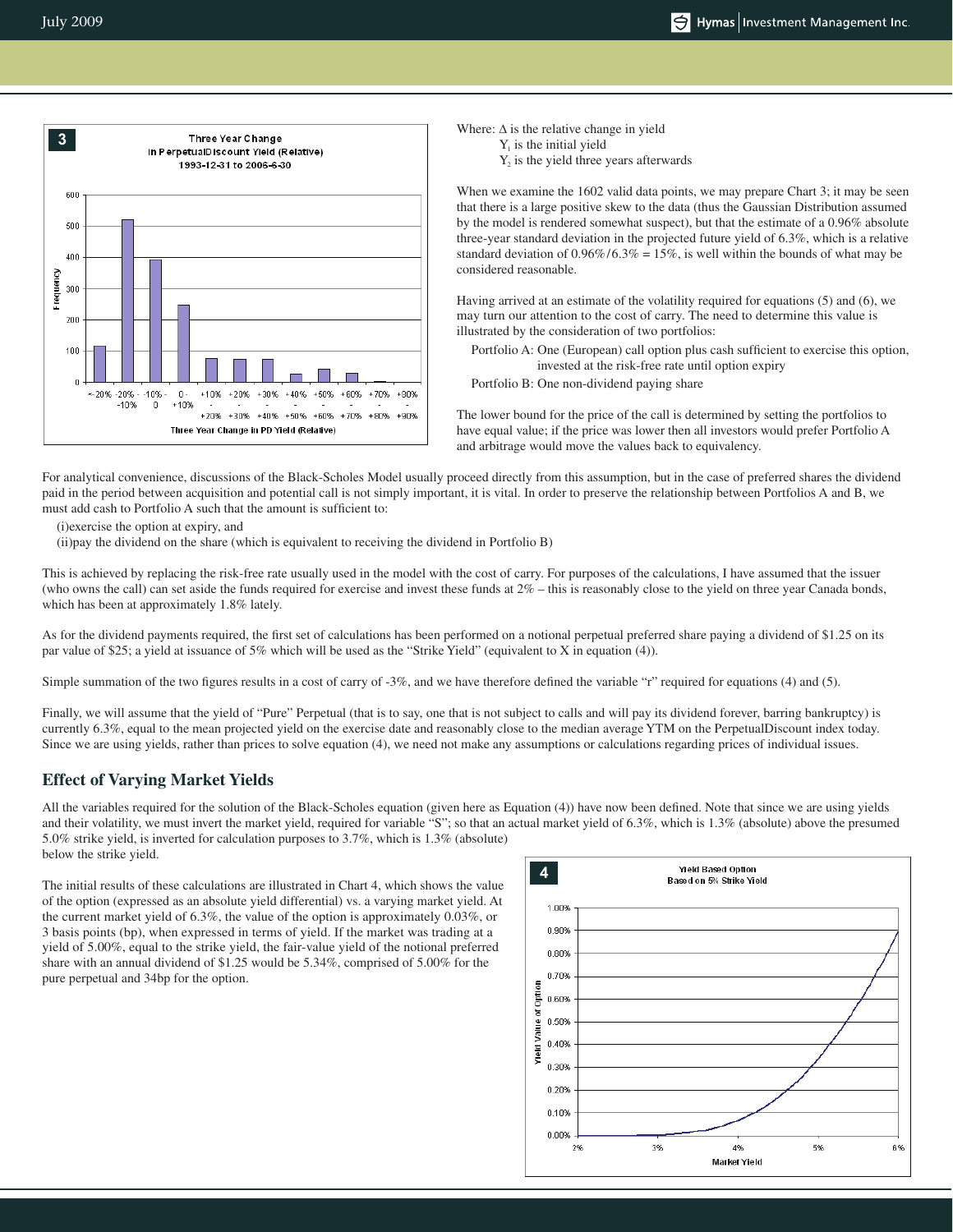Where: $\Delta$ is the relative change in yield

$Y_1$ is the initial yield

$Y_2$ is the yield three years afterwards

When we examine the 1602 valid data points, we may prepare Chart 3; it may be seen that there is a large positive skew to the data (thus the Gaussian Distribution assumed by the model is rendered somewhat suspect), but that the estimate of a 0.96% absolute three-year standard deviation in the projected future yield of 6.3%, which is a relative standard deviation of 0.96%/6.3% = 15%, is well within the bounds of what may be considered reasonable.

Having arrived at an estimate of the volatility required for equations (5) and (6), we may turn our attention to the cost of carry. The need to determine this value is illustrated by the consideration of two portfolios:

Portfolio A: One (European) call option plus cash sufficient to exercise this option, invested at the risk-free rate until option expiry

Portfolio B: One non-dividend paying share

The lower bound for the price of the call is determined by setting the portfolios to have equal value; if the price was lower then all investors would prefer Portfolio A and arbitrage would move the values back to equivalency.

For analytical convenience, discussions of the Black-Scholes Model usually proceed directly from this assumption, but in the case of preferred shares the dividend paid in the period between acquisition and potential call is not simply important, it is vital. In order to preserve the relationship between Portfolios A and B, we must add cash to Portfolio A such that the amount is sufficient to:

(i)exercise the option at expiry, and

(ii)pay the dividend on the share (which is equivalent to receiving the dividend in Portfolio B)

This is achieved by replacing the risk-free rate usually used in the model with the cost of carry. For purposes of the calculations, I have assumed that the issuer (who owns the call) can set aside the funds required for exercise and invest these funds at 2% – this is reasonably close to the yield on three year Canada bonds, which has been at approximately 1.8% lately.

As for the dividend payments required, the first set of calculations has been performed on a notional perpetual preferred share paying a dividend of $1.25 on its par value of $25; a yield at issuance of 5% which will be used as the "Strike Yield" (equivalent to X in equation (4)).

Simple summation of the two figures results in a cost of carry of -3%, and we have therefore defined the variable "r" required for equations (4) and (5).

Finally, we will assume that the yield of "Pure" Perpetual (that is to say, one that is not subject to calls and will pay its dividend forever, barring bankruptcy) is currently 6.3%, equal to the mean projected yield on the exercise date and reasonably close to the median average YTM on the PerpetualDiscount index today. Since we are using yields, rather than prices to solve equation (4), we need not make any assumptions or calculations regarding prices of individual issues.

## Effect of Varying Market Yields

All the variables required for the solution of the Black-Scholes equation (given here as Equation (4)) have now been defined. Note that since we are using yields and their volatility, we must invert the market yield, required for variable "S"; so that an actual market yield of 6.3%, which is 1.3% (absolute) above the presumed 5.0% strike yield, is inverted for calculation purposes to 3.7%, which is 1.3% (absolute) below the strike yield.

The initial results of these calculations are illustrated in Chart 4, which shows the value of the option (expressed as an absolute yield differential) vs. a varying market yield. At the current market yield of 6.3%, the value of the option is approximately 0.03%, or 3 basis points (bp), when expressed in terms of yield. If the market was trading at a yield of 5.00%, equal to the strike yield, the fair-value yield of the notional preferred share with an annual dividend of $1.25 would be 5.34%, comprised of 5.00% for the pure perpetual and 34bp for the option.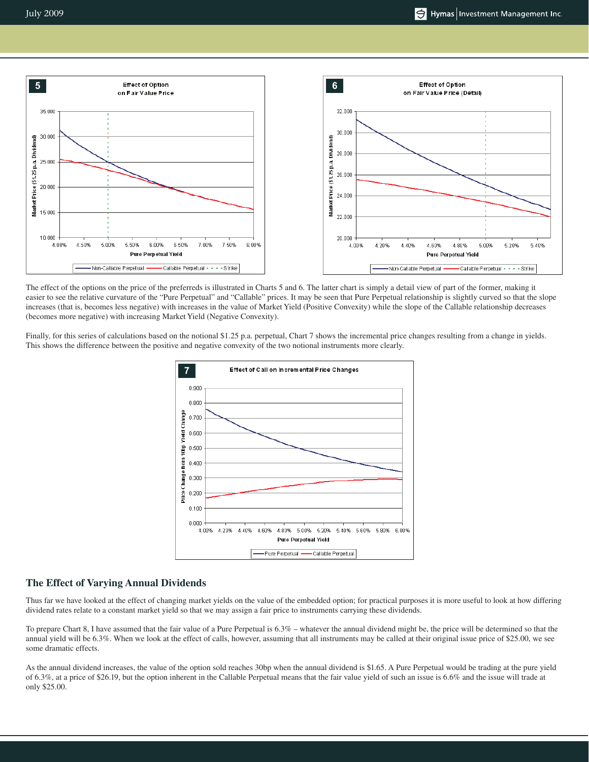The effect of the options on the price of the preferreds is illustrated in Charts 5 and 6. The latter chart is simply a detail view of part of the former, making it easier to see the relative curvature of the "Pure Perpetual" and "Callable" prices. It may be seen that Pure Perpetual relationship is slightly curved so that the slope increases (that is, becomes less negative) with increases in the value of Market Yield (Positive Convexity) while the slope of the Callable relationship decreases (becomes more negative) with increasing Market Yield (Negative Convexity).

Finally, for this series of calculations based on the notional $1.25 p.a. perpetual, Chart 7 shows the incremental price changes resulting from a change in yields. This shows the difference between the positive and negative convexity of the two notional instruments more clearly.

## The Effect of Varying Annual Dividends

Thus far we have looked at the effect of changing market yields on the value of the embedded option; for practical purposes it is more useful to look at how differing dividend rates relate to a constant market yield so that we may assign a fair price to instruments carrying these dividends.

To prepare Chart 8, I have assumed that the fair value of a Pure Perpetual is 6.3% – whatever the annual dividend might be, the price will be determined so that the annual yield will be 6.3%. When we look at the effect of calls, however, assuming that all instruments may be called at their original issue price of $25.00, we see some dramatic effects.

As the annual dividend increases, the value of the option sold reaches 30bp when the annual dividend is $1.65. A Pure Perpetual would be trading at the pure yield of 6.3%, at a price of $26.19, but the option inherent in the Callable Perpetual means that the fair value yield of such an issue is 6.6% and the issue will trade at only $25.00.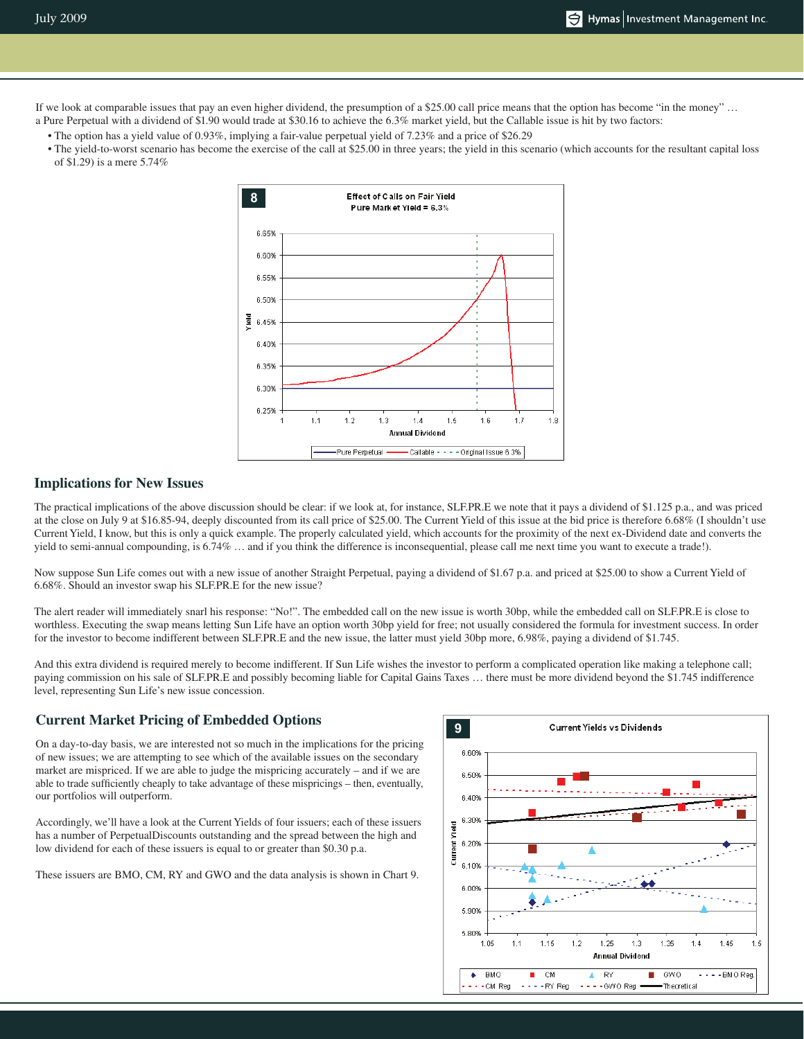If we look at comparable issues that pay an even higher dividend, the presumption of a $25.00 call price means that the option has become "in the money" … a Pure Perpetual with a dividend of $1.90 would trade at $30.16 to achieve the 6.3% market yield, but the Callable issue is hit by two factors:

- The option has a yield value of 0.93%, implying a fair-value perpetual yield of 7.23% and a price of $26.29
- The yield-to-worst scenario has become the exercise of the call at $25.00 in three years; the yield in this scenario (which accounts for the resultant capital loss of $1.29) is a mere 5.74%

**8** Effect of Calls on Fair Yield
Pure Market Yield = 6.3%

## Implications for New Issues

The practical implications of the above discussion should be clear: if we look at, for instance, SLF.PR.E we note that it pays a dividend of $1.125 p.a., and was priced at the close on July 9 at $16.85-94, deeply discounted from its call price of $25.00. The Current Yield of this issue at the bid price is therefore 6.68% (I shouldn't use Current Yield, I know, but this is only a quick example. The properly calculated yield, which accounts for the proximity of the next ex-Dividend date and converts the yield to semi-annual compounding, is 6.74% … and if you think the difference is inconsequential, please call me next time you want to execute a trade!).

Now suppose Sun Life comes out with a new issue of another Straight Perpetual, paying a dividend of $1.67 p.a. and priced at $25.00 to show a Current Yield of 6.68%. Should an investor swap his SLF.PR.E for the new issue?

The alert reader will immediately snarl his response: "No!". The embedded call on the new issue is worth 30bp, while the embedded call on SLF.PR.E is close to worthless. Executing the swap means letting Sun Life have an option worth 30bp yield for free; not usually considered the formula for investment success. In order for the investor to become indifferent between SLF.PR.E and the new issue, the latter must yield 30bp more, 6.98%, paying a dividend of $1.745.

And this extra dividend is required merely to become indifferent. If Sun Life wishes the investor to perform a complicated operation like making a telephone call; paying commission on his sale of SLF.PR.E and possibly becoming liable for Capital Gains Taxes … there must be more dividend beyond the $1.745 indifference level, representing Sun Life's new issue concession.

## Current Market Pricing of Embedded Options

On a day-to-day basis, we are interested not so much in the implications for the pricing of new issues; we are attempting to see which of the available issues on the secondary market are mispriced. If we are able to judge the mispricing accurately – and if we are able to trade sufficiently cheaply to take advantage of these mispricings – then, eventually, our portfolios will outperform.

Accordingly, we'll have a look at the Current Yields of four issuers; each of these issuers has a number of PerpetualDiscounts outstanding and the spread between the high and low dividend for each of these issuers is equal to or greater than $0.30 p.a.

These issuers are BMO, CM, RY and GWO and the data analysis is shown in Chart 9.

**9** Current Yields vs Dividends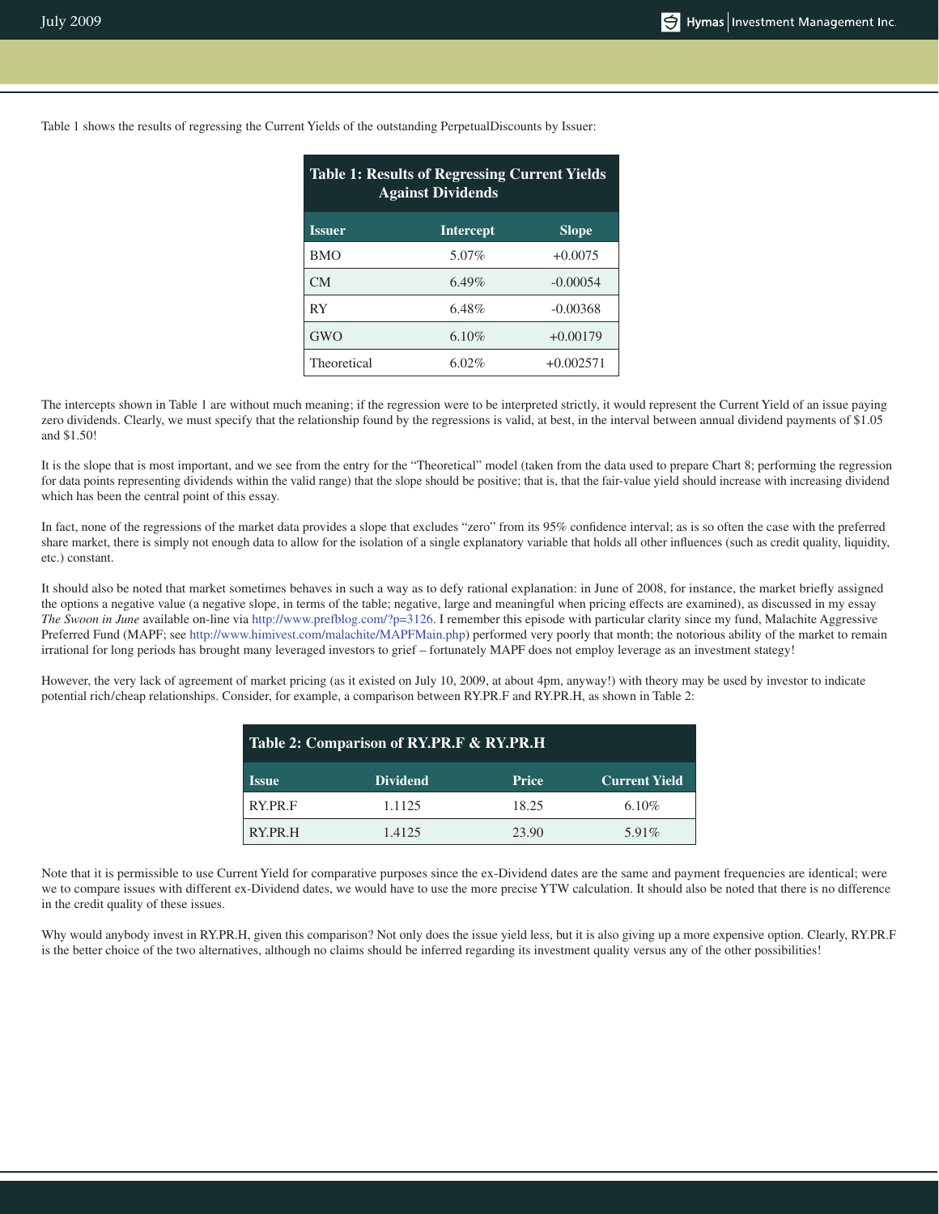Table 1 shows the results of regressing the Current Yields of the outstanding PerpetualDiscounts by Issuer:

**Table 1: Results of Regressing Current Yields Against Dividends**

| Issuer | Intercept | Slope |
|---|---|---|
| BMO | 5.07% | +0.0075 |
| CM | 6.49% | -0.00054 |
| RY | 6.48% | -0.00368 |
| GWO | 6.10% | +0.00179 |
| Theoretical | 6.02% | +0.002571 |

The intercepts shown in Table 1 are without much meaning; if the regression were to be interpreted strictly, it would represent the Current Yield of an issue paying zero dividends. Clearly, we must specify that the relationship found by the regressions is valid, at best, in the interval between annual dividend payments of $1.05 and $1.50!

It is the slope that is most important, and we see from the entry for the "Theoretical" model (taken from the data used to prepare Chart 8; performing the regression for data points representing dividends within the valid range) that the slope should be positive; that is, that the fair-value yield should increase with increasing dividend which has been the central point of this essay.

In fact, none of the regressions of the market data provides a slope that excludes "zero" from its 95% confidence interval; as is so often the case with the preferred share market, there is simply not enough data to allow for the isolation of a single explanatory variable that holds all other influences (such as credit quality, liquidity, etc.) constant.

It should also be noted that market sometimes behaves in such a way as to defy rational explanation: in June of 2008, for instance, the market briefly assigned the options a negative value (a negative slope, in terms of the table; negative, large and meaningful when pricing effects are examined), as discussed in my essay *The Swoon in June* available on-line via http://www.prefblog.com/?p=3126. I remember this episode with particular clarity since my fund, Malachite Aggressive Preferred Fund (MAPF; see http://www.himivest.com/malachite/MAPFMain.php) performed very poorly that month; the notorious ability of the market to remain irrational for long periods has brought many leveraged investors to grief – fortunately MAPF does not employ leverage as an investment stategy!

However, the very lack of agreement of market pricing (as it existed on July 10, 2009, at about 4pm, anyway!) with theory may be used by investor to indicate potential rich/cheap relationships. Consider, for example, a comparison between RY.PR.F and RY.PR.H, as shown in Table 2:

**Table 2: Comparison of RY.PR.F & RY.PR.H**

| Issue | Dividend | Price | Current Yield |
|---|---|---|---|
| RY.PR.F | 1.1125 | 18.25 | 6.10% |
| RY.PR.H | 1.4125 | 23.90 | 5.91% |

Note that it is permissible to use Current Yield for comparative purposes since the ex-Dividend dates are the same and payment frequencies are identical; were we to compare issues with different ex-Dividend dates, we would have to use the more precise YTW calculation. It should also be noted that there is no difference in the credit quality of these issues.

Why would anybody invest in RY.PR.H, given this comparison? Not only does the issue yield less, but it is also giving up a more expensive option. Clearly, RY.PR.F is the better choice of the two alternatives, although no claims should be inferred regarding its investment quality versus any of the other possibilities!